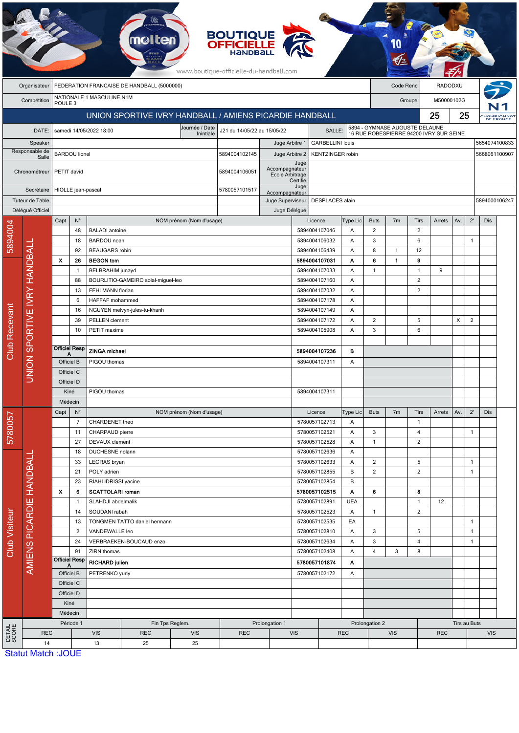BOUTIQUE OFFICIELLE HANDBALL

www.boutique-officielle-du-handball.com

| Organisateur | FEDERATION FRANCAISE DE HANDBALL (5000000) | Code Renc | RADODXU |
|---|---|---|---|
| Compétition | NATIONALE 1 MASCULINE N1M POULE 3 | Groupe | M50000102G |

## UNION SPORTIVE IVRY HANDBALL / AMIENS PICARDIE HANDBALL — 25 / 25

| DATE: | samedi 14/05/2022 18:00 | Journée / Date Inintiale | J21 du 14/05/22 au 15/05/22 | SALLE: | 5894 - GYMNASE AUGUSTE DELAUNE 16 RUE ROBESPIERRE 94200 IVRY SUR SEINE |
|---|---|---|---|---|---|

| Rôle | Nom | Licence | Rôle | Nom | Licence |
|---|---|---|---|---|---|
| Speaker | | | Juge Arbitre 1 | GARBELLINI louis | 5654074100833 |
| Responsable de Salle | BARDOU lionel | 5894004102145 | Juge Arbitre 2 | KENTZINGER robin | 5668061100907 |
| Chronométreur | PETIT david | 5894004106051 | Juge Accompagnateur Ecole Arbitrage Certifié | | |
| Secrétaire | HIOLLE jean-pascal | 5780057101517 | Juge Accompagnateur | | |
| Tuteur de Table | | | Juge Superviseur | DESPLACES alain | 5894000106247 |
| Délégué Officiel | | | Juge Délégué | | |

### Club Recevant : UNION SPORTIVE IVRY HANDBALL (5894004)

| Capt | N° | NOM prénom (Nom d'usage) | Licence | Type Lic | Buts | 7m | Tirs | Arrets | Av. | 2' | Dis |
|---|---|---|---|---|---|---|---|---|---|---|---|
| | 48 | BALADI antoine | 5894004107046 | A | 2 | | 2 | | | | |
| | 18 | BARDOU noah | 5894004106032 | A | 3 | | 6 | | | 1 | |
| | 92 | BEAUGARS robin | 5894004106439 | A | 8 | 1 | 12 | | | | |
| X | 26 | **BEGON tom** | **5894004107031** | **A** | **6** | **1** | **9** | | | | |
| | 1 | BELBRAHIM junayd | 5894004107033 | A | 1 | | 1 | 9 | | | |
| | 88 | BOURLITIO-GAMEIRO solal-miguel-leo | 5894004107160 | A | | | 2 | | | | |
| | 13 | FEHLMANN florian | 5894004107032 | A | | | 2 | | | | |
| | 6 | HAFFAF mohammed | 5894004107178 | A | | | | | | | |
| | 16 | NGUYEN melvyn-jules-tu-khanh | 5894004107149 | A | | | | | | | |
| | 39 | PELLEN clement | 5894004107172 | A | 2 | | 5 | | X | 2 | |
| | 10 | PETIT maxime | 5894004105908 | A | 3 | | 6 | | | | |
| Officiel Resp A | | **ZINGA michael** | **5894004107236** | **B** | | | | | | | |
| Officiel B | | PIGOU thomas | 5894004107311 | A | | | | | | | |
| Officiel C | | | | | | | | | | | |
| Officiel D | | | | | | | | | | | |
| Kiné | | PIGOU thomas | 5894004107311 | | | | | | | | |
| Médecin | | | | | | | | | | | |

### Club Visiteur : AMIENS PICARDIE HANDBALL (5780057)

| Capt | N° | NOM prénom (Nom d'usage) | Licence | Type Lic | Buts | 7m | Tirs | Arrets | Av. | 2' | Dis |
|---|---|---|---|---|---|---|---|---|---|---|---|
| | 7 | CHARDENET theo | 5780057102713 | A | | | 1 | | | | |
| | 11 | CHARPAUD pierre | 5780057102521 | A | 3 | | 4 | | | 1 | |
| | 27 | DEVAUX clement | 5780057102528 | A | 1 | | 2 | | | | |
| | 18 | DUCHESNE nolann | 5780057102636 | A | | | | | | | |
| | 33 | LEGRAS bryan | 5780057102633 | A | 2 | | 5 | | | 1 | |
| | 21 | POLY adrien | 5780057102855 | B | 2 | | 2 | | | 1 | |
| | 23 | RIAHI IDRISSI yacine | 5780057102854 | B | | | | | | | |
| X | 6 | **SCATTOLARI roman** | **5780057102515** | **A** | **6** | | **8** | | | | |
| | 1 | SLAHDJI abdelmalik | 5780057102891 | UEA | | | 1 | 12 | | | |
| | 14 | SOUDANI rabah | 5780057102523 | A | 1 | | 2 | | | | |
| | 13 | TONGMEN TATTO daniel hermann | 5780057102535 | EA | | | | | | 1 | |
| | 2 | VANDEWALLE leo | 5780057102810 | A | 3 | | 5 | | | 1 | |
| | 24 | VERBRAEKEN-BOUCAUD enzo | 5780057102634 | A | 3 | | 4 | | | 1 | |
| | 91 | ZIRN thomas | 5780057102408 | A | 4 | 3 | 8 | | | | |
| Officiel Resp A | | **RICHARD julien** | **5780057101874** | **A** | | | | | | | |
| Officiel B | | PETRENKO yuriy | 5780057102172 | A | | | | | | | |
| Officiel C | | | | | | | | | | | |
| Officiel D | | | | | | | | | | | |
| Kiné | | | | | | | | | | | |
| Médecin | | | | | | | | | | | |

### DETAIL SCORE

| Période 1 | | Fin Tps Reglem. | | Prolongation 1 | | Prolongation 2 | | Tirs au Buts | |
|---|---|---|---|---|---|---|---|---|---|
| REC | VIS | REC | VIS | REC | VIS | REC | VIS | REC | VIS |
| 14 | 13 | 25 | 25 | | | | | | |

Statut Match :JOUE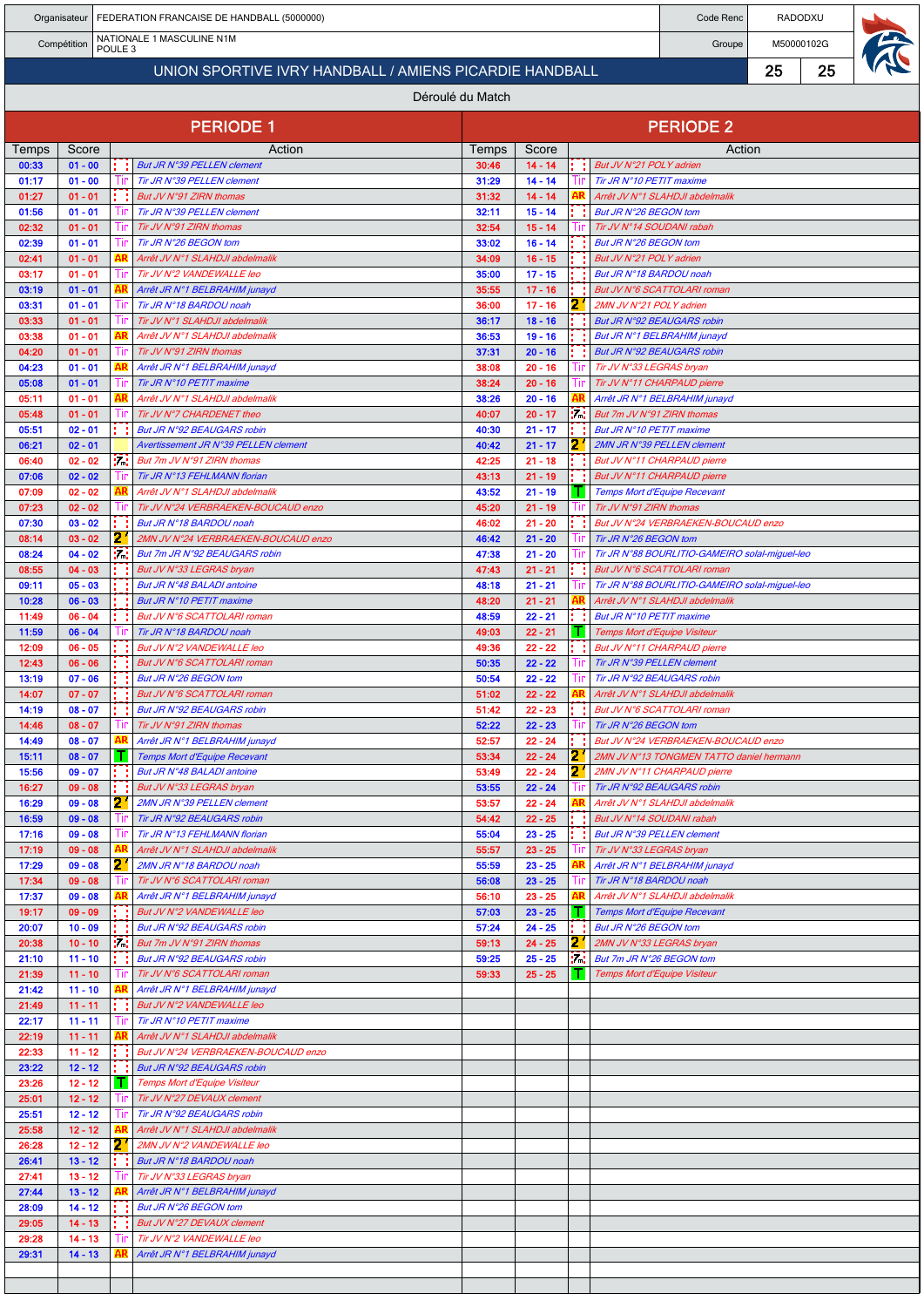| Organisateur | FEDERATION FRANCAISE DE HANDBALL (5000000) | Code Renc | RADODXU |
|---|---|---|---|
| Compétition | NATIONALE 1 MASCULINE N1M POULE 3 | Groupe | M50000102G |

## UNION SPORTIVE IVRY HANDBALL / AMIENS PICARDIE HANDBALL — 25 - 25

Déroulé du Match

| PERIODE 1 | | | | PERIODE 2 | | | |
|---|---|---|---|---|---|---|---|
| Temps | Score | | Action | Temps | Score | | Action |
| 00:33 | 01 - 00 | | But JR N°39 PELLEN clement | 30:46 | 14 - 14 | | But JV N°21 POLY adrien |
| 01:17 | 01 - 00 | Tir | Tir JR N°39 PELLEN clement | 31:29 | 14 - 14 | Tir | Tir JR N°10 PETIT maxime |
| 01:27 | 01 - 01 | | But JV N°91 ZIRN thomas | 31:32 | 14 - 14 | AR | Arrêt JV N°1 SLAHDJI abdelmalik |
| 01:56 | 01 - 01 | Tir | Tir JR N°39 PELLEN clement | 32:11 | 15 - 14 | | But JR N°26 BEGON tom |
| 02:32 | 01 - 01 | Tir | Tir JV N°91 ZIRN thomas | 32:54 | 15 - 14 | Tir | Tir JV N°14 SOUDANI rabah |
| 02:39 | 01 - 01 | Tir | Tir JR N°26 BEGON tom | 33:02 | 16 - 14 | | But JR N°26 BEGON tom |
| 02:41 | 01 - 01 | AR | Arrêt JV N°1 SLAHDJI abdelmalik | 34:09 | 16 - 15 | | But JV N°21 POLY adrien |
| 03:17 | 01 - 01 | Tir | Tir JV N°2 VANDEWALLE leo | 35:00 | 17 - 15 | | But JR N°18 BARDOU noah |
| 03:19 | 01 - 01 | AR | Arrêt JR N°1 BELBRAHIM junayd | 35:55 | 17 - 16 | | But JV N°6 SCATTOLARI roman |
| 03:31 | 01 - 01 | Tir | Tir JR N°18 BARDOU noah | 36:00 | 17 - 16 | 2' | 2MN JV N°21 POLY adrien |
| 03:33 | 01 - 01 | Tir | Tir JV N°1 SLAHDJI abdelmalik | 36:17 | 18 - 16 | | But JR N°92 BEAUGARS robin |
| 03:38 | 01 - 01 | AR | Arrêt JV N°1 SLAHDJI abdelmalik | 36:53 | 19 - 16 | | But JR N°1 BELBRAHIM junayd |
| 04:20 | 01 - 01 | Tir | Tir JV N°91 ZIRN thomas | 37:31 | 20 - 16 | | But JR N°92 BEAUGARS robin |
| 04:23 | 01 - 01 | AR | Arrêt JR N°1 BELBRAHIM junayd | 38:08 | 20 - 16 | Tir | Tir JV N°33 LEGRAS bryan |
| 05:08 | 01 - 01 | Tir | Tir JR N°10 PETIT maxime | 38:24 | 20 - 16 | Tir | Tir JV N°11 CHARPAUD pierre |
| 05:11 | 01 - 01 | AR | Arrêt JV N°1 SLAHDJI abdelmalik | 38:26 | 20 - 16 | AR | Arrêt JR N°1 BELBRAHIM junayd |
| 05:48 | 01 - 01 | Tir | Tir JV N°7 CHARDENET theo | 40:07 | 20 - 17 | 7m | But 7m JV N°91 ZIRN thomas |
| 05:51 | 02 - 01 | | But JR N°92 BEAUGARS robin | 40:30 | 21 - 17 | | But JR N°10 PETIT maxime |
| 06:21 | 02 - 01 | | Avertissement JR N°39 PELLEN clement | 40:42 | 21 - 17 | 2' | 2MN JR N°39 PELLEN clement |
| 06:40 | 02 - 02 | 7m | But 7m JV N°91 ZIRN thomas | 42:25 | 21 - 18 | | But JV N°11 CHARPAUD pierre |
| 07:06 | 02 - 02 | Tir | Tir JR N°13 FEHLMANN florian | 43:13 | 21 - 19 | | But JV N°11 CHARPAUD pierre |
| 07:09 | 02 - 02 | AR | Arrêt JV N°1 SLAHDJI abdelmalik | 43:52 | 21 - 19 | T | Temps Mort d'Equipe Recevant |
| 07:23 | 02 - 02 | Tir | Tir JV N°24 VERBRAEKEN-BOUCAUD enzo | 45:20 | 21 - 19 | Tir | Tir JV N°91 ZIRN thomas |
| 07:30 | 03 - 02 | | But JR N°18 BARDOU noah | 46:02 | 21 - 20 | | But JV N°24 VERBRAEKEN-BOUCAUD enzo |
| 08:14 | 03 - 02 | 2' | 2MN JV N°24 VERBRAEKEN-BOUCAUD enzo | 46:42 | 21 - 20 | Tir | Tir JR N°26 BEGON tom |
| 08:24 | 04 - 02 | 7m | But 7m JR N°92 BEAUGARS robin | 47:38 | 21 - 20 | Tir | Tir JR N°88 BOURLITIO-GAMEIRO solal-miguel-leo |
| 08:55 | 04 - 03 | | But JV N°33 LEGRAS bryan | 47:43 | 21 - 21 | | But JV N°6 SCATTOLARI roman |
| 09:11 | 05 - 03 | | But JR N°48 BALADI antoine | 48:18 | 21 - 21 | Tir | Tir JR N°88 BOURLITIO-GAMEIRO solal-miguel-leo |
| 10:28 | 06 - 03 | | But JR N°10 PETIT maxime | 48:20 | 21 - 21 | AR | Arrêt JV N°1 SLAHDJI abdelmalik |
| 11:49 | 06 - 04 | | But JV N°6 SCATTOLARI roman | 48:59 | 22 - 21 | | But JR N°10 PETIT maxime |
| 11:59 | 06 - 04 | Tir | Tir JR N°18 BARDOU noah | 49:03 | 22 - 21 | T | Temps Mort d'Equipe Visiteur |
| 12:09 | 06 - 05 | | But JV N°2 VANDEWALLE leo | 49:36 | 22 - 22 | | But JV N°11 CHARPAUD pierre |
| 12:43 | 06 - 06 | | But JV N°6 SCATTOLARI roman | 50:35 | 22 - 22 | Tir | Tir JR N°39 PELLEN clement |
| 13:19 | 07 - 06 | | But JR N°26 BEGON tom | 50:54 | 22 - 22 | Tir | Tir JR N°92 BEAUGARS robin |
| 14:07 | 07 - 07 | | But JV N°6 SCATTOLARI roman | 51:02 | 22 - 22 | AR | Arrêt JV N°1 SLAHDJI abdelmalik |
| 14:19 | 08 - 07 | | But JR N°92 BEAUGARS robin | 51:42 | 22 - 23 | | But JV N°6 SCATTOLARI roman |
| 14:46 | 08 - 07 | Tir | Tir JV N°91 ZIRN thomas | 52:22 | 22 - 23 | Tir | Tir JR N°26 BEGON tom |
| 14:49 | 08 - 07 | AR | Arrêt JR N°1 BELBRAHIM junayd | 52:57 | 22 - 24 | | But JV N°24 VERBRAEKEN-BOUCAUD enzo |
| 15:11 | 08 - 07 | T | Temps Mort d'Equipe Recevant | 53:34 | 22 - 24 | 2' | 2MN JV N°13 TONGMEN TATTO daniel hermann |
| 15:56 | 09 - 07 | | But JR N°48 BALADI antoine | 53:49 | 22 - 24 | 2' | 2MN JV N°11 CHARPAUD pierre |
| 16:27 | 09 - 08 | | But JV N°33 LEGRAS bryan | 53:55 | 22 - 24 | Tir | Tir JR N°92 BEAUGARS robin |
| 16:29 | 09 - 08 | 2' | 2MN JR N°39 PELLEN clement | 53:57 | 22 - 24 | AR | Arrêt JV N°1 SLAHDJI abdelmalik |
| 16:59 | 09 - 08 | Tir | Tir JR N°92 BEAUGARS robin | 54:42 | 22 - 25 | | But JV N°14 SOUDANI rabah |
| 17:16 | 09 - 08 | Tir | Tir JR N°13 FEHLMANN florian | 55:04 | 23 - 25 | | But JR N°39 PELLEN clement |
| 17:19 | 09 - 08 | AR | Arrêt JV N°1 SLAHDJI abdelmalik | 55:57 | 23 - 25 | Tir | Tir JV N°33 LEGRAS bryan |
| 17:29 | 09 - 08 | 2' | 2MN JR N°18 BARDOU noah | 55:59 | 23 - 25 | AR | Arrêt JR N°1 BELBRAHIM junayd |
| 17:34 | 09 - 08 | Tir | Tir JV N°6 SCATTOLARI roman | 56:08 | 23 - 25 | Tir | Tir JR N°18 BARDOU noah |
| 17:37 | 09 - 08 | AR | Arrêt JR N°1 BELBRAHIM junayd | 56:10 | 23 - 25 | AR | Arrêt JV N°1 SLAHDJI abdelmalik |
| 19:17 | 09 - 09 | | But JV N°2 VANDEWALLE leo | 57:03 | 23 - 25 | T | Temps Mort d'Equipe Recevant |
| 20:07 | 10 - 09 | | But JR N°92 BEAUGARS robin | 57:24 | 24 - 25 | | But JR N°26 BEGON tom |
| 20:38 | 10 - 10 | 7m | But 7m JV N°91 ZIRN thomas | 59:13 | 24 - 25 | 2' | 2MN JV N°33 LEGRAS bryan |
| 21:10 | 11 - 10 | | But JR N°92 BEAUGARS robin | 59:25 | 25 - 25 | 7m | But 7m JR N°26 BEGON tom |
| 21:39 | 11 - 10 | Tir | Tir JV N°6 SCATTOLARI roman | 59:33 | 25 - 25 | T | Temps Mort d'Equipe Visiteur |
| 21:42 | 11 - 10 | AR | Arrêt JR N°1 BELBRAHIM junayd | | | | |
| 21:49 | 11 - 11 | | But JV N°2 VANDEWALLE leo | | | | |
| 22:17 | 11 - 11 | Tir | Tir JR N°10 PETIT maxime | | | | |
| 22:19 | 11 - 11 | AR | Arrêt JV N°1 SLAHDJI abdelmalik | | | | |
| 22:33 | 11 - 12 | | But JV N°24 VERBRAEKEN-BOUCAUD enzo | | | | |
| 23:22 | 12 - 12 | | But JR N°92 BEAUGARS robin | | | | |
| 23:26 | 12 - 12 | T | Temps Mort d'Equipe Visiteur | | | | |
| 25:01 | 12 - 12 | Tir | Tir JV N°27 DEVAUX clement | | | | |
| 25:51 | 12 - 12 | Tir | Tir JR N°92 BEAUGARS robin | | | | |
| 25:58 | 12 - 12 | AR | Arrêt JV N°1 SLAHDJI abdelmalik | | | | |
| 26:28 | 12 - 12 | 2' | 2MN JV N°2 VANDEWALLE leo | | | | |
| 26:41 | 13 - 12 | | But JR N°18 BARDOU noah | | | | |
| 27:41 | 13 - 12 | Tir | Tir JV N°33 LEGRAS bryan | | | | |
| 27:44 | 13 - 12 | AR | Arrêt JR N°1 BELBRAHIM junayd | | | | |
| 28:09 | 14 - 12 | | But JR N°26 BEGON tom | | | | |
| 29:05 | 14 - 13 | | But JV N°27 DEVAUX clement | | | | |
| 29:28 | 14 - 13 | Tir | Tir JV N°2 VANDEWALLE leo | | | | |
| 29:31 | 14 - 13 | AR | Arrêt JR N°1 BELBRAHIM junayd | | | | |